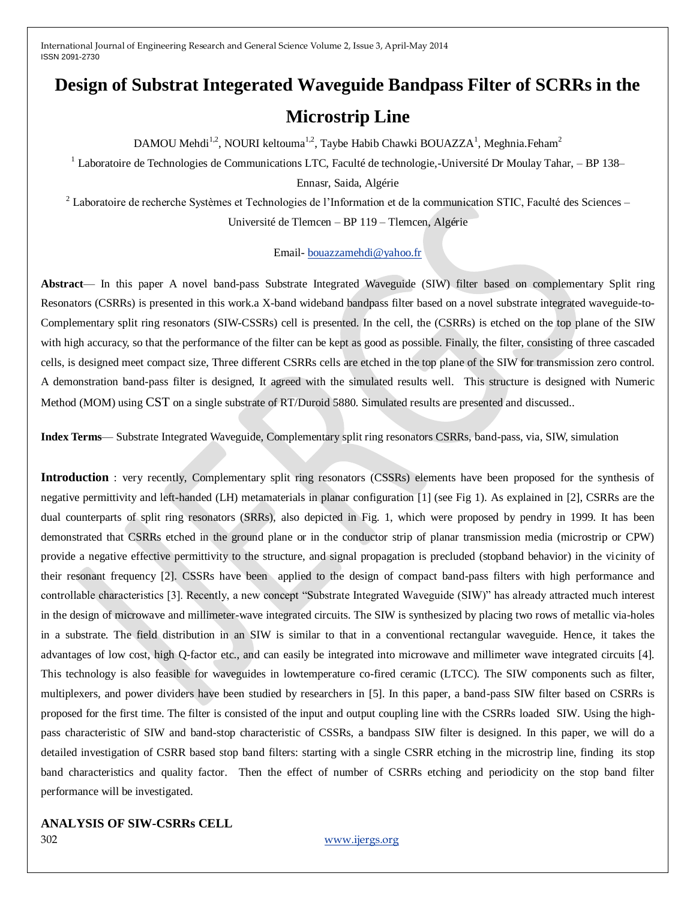# Design of Substrat Integerated Waveguide Bandpass Filter of SCRRs in the Microstrip Line

DAMOU Mehdi[1,2], NOURI keltouma[1,2], Taybe Habib Chawki BOUAZZA[1], Meghnia.Feham[2]

[1] Laboratoire de Technologies de Communications LTC, Faculté de technologie,-Université Dr Moulay Tahar, – BP 138– Ennasr, Saida, Algérie

[2] Laboratoire de recherche Systèmes et Technologies de l'Information et de la communication STIC, Faculté des Sciences – Université de Tlemcen – BP 119 – Tlemcen, Algérie

Email- bouazzamehdi@yahoo.fr

**Abstract**— In this paper A novel band-pass Substrate Integrated Waveguide (SIW) filter based on complementary Split ring Resonators (CSRRs) is presented in this work.a X-band wideband bandpass filter based on a novel substrate integrated waveguide-to-Complementary split ring resonators (SIW-CSSRs) cell is presented. In the cell, the (CSRRs) is etched on the top plane of the SIW with high accuracy, so that the performance of the filter can be kept as good as possible. Finally, the filter, consisting of three cascaded cells, is designed meet compact size, Three different CSRRs cells are etched in the top plane of the SIW for transmission zero control. A demonstration band-pass filter is designed, It agreed with the simulated results well. This structure is designed with Numeric Method (MOM) using CST on a single substrate of RT/Duroid 5880. Simulated results are presented and discussed..

**Index Terms**— Substrate Integrated Waveguide, Complementary split ring resonators CSRRs, band-pass, via, SIW, simulation

**Introduction** : very recently, Complementary split ring resonators (CSSRs) elements have been proposed for the synthesis of negative permittivity and left-handed (LH) metamaterials in planar configuration [1] (see Fig 1). As explained in [2], CSRRs are the dual counterparts of split ring resonators (SRRs), also depicted in Fig. 1, which were proposed by pendry in 1999. It has been demonstrated that CSRRs etched in the ground plane or in the conductor strip of planar transmission media (microstrip or CPW) provide a negative effective permittivity to the structure, and signal propagation is precluded (stopband behavior) in the vicinity of their resonant frequency [2]. CSSRs have been applied to the design of compact band-pass filters with high performance and controllable characteristics [3]. Recently, a new concept "Substrate Integrated Waveguide (SIW)" has already attracted much interest in the design of microwave and millimeter-wave integrated circuits. The SIW is synthesized by placing two rows of metallic via-holes in a substrate. The field distribution in an SIW is similar to that in a conventional rectangular waveguide. Hence, it takes the advantages of low cost, high Q-factor etc., and can easily be integrated into microwave and millimeter wave integrated circuits [4]. This technology is also feasible for waveguides in lowtemperature co-fired ceramic (LTCC). The SIW components such as filter, multiplexers, and power dividers have been studied by researchers in [5]. In this paper, a band-pass SIW filter based on CSRRs is proposed for the first time. The filter is consisted of the input and output coupling line with the CSRRs loaded SIW. Using the high-pass characteristic of SIW and band-stop characteristic of CSSRs, a bandpass SIW filter is designed. In this paper, we will do a detailed investigation of CSRR based stop band filters: starting with a single CSRR etching in the microstrip line, finding its stop band characteristics and quality factor. Then the effect of number of CSRRs etching and periodicity on the stop band filter performance will be investigated.

## ANALYSIS OF SIW-CSRRs CELL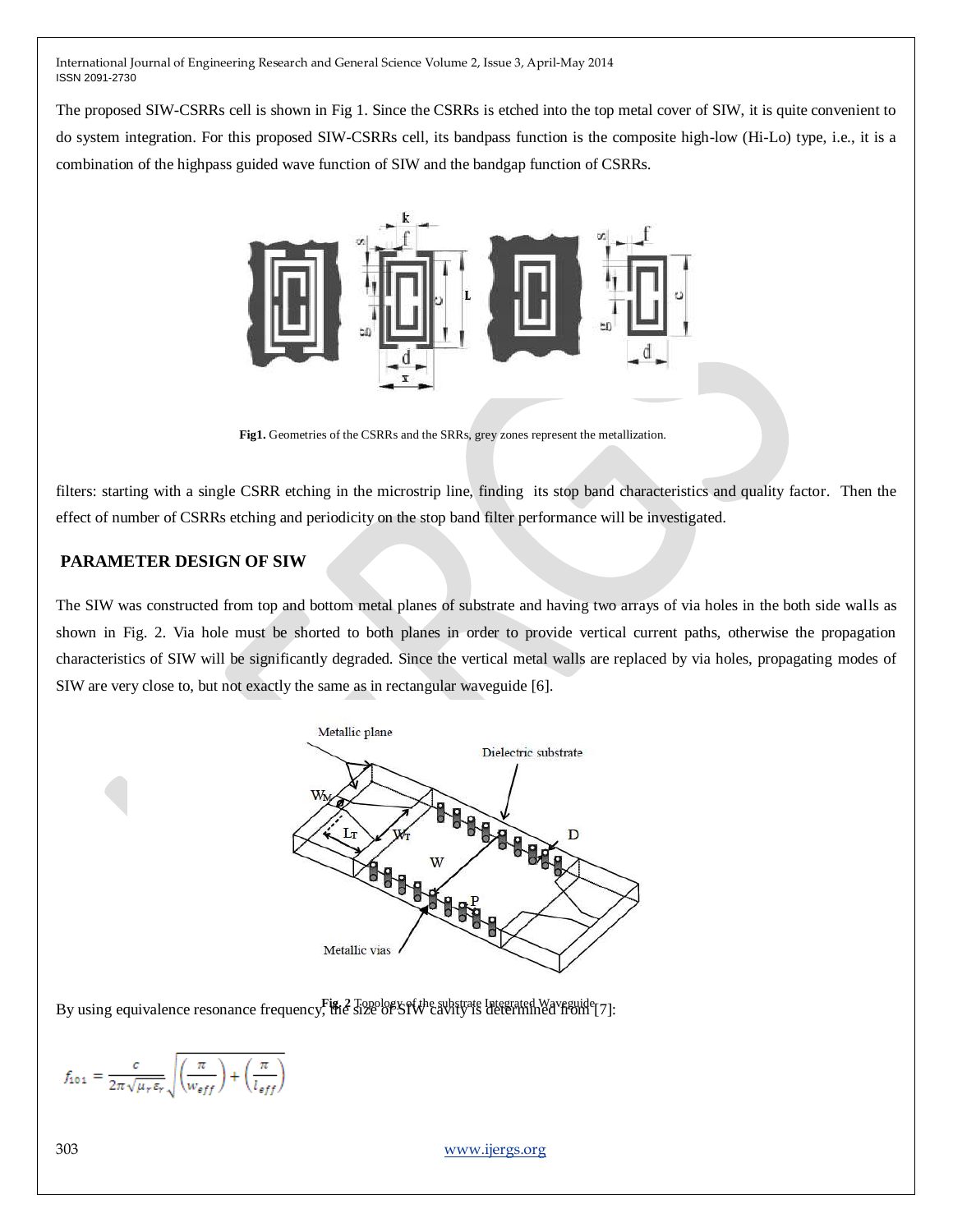The proposed SIW-CSRRs cell is shown in Fig 1. Since the CSRRs is etched into the top metal cover of SIW, it is quite convenient to do system integration. For this proposed SIW-CSRRs cell, its bandpass function is the composite high-low (Hi-Lo) type, i.e., it is a combination of the highpass guided wave function of SIW and the bandgap function of CSRRs.

**Fig1.** Geometries of the CSRRs and the SRRs, grey zones represent the metallization.

filters: starting with a single CSRR etching in the microstrip line, finding its stop band characteristics and quality factor. Then the effect of number of CSRRs etching and periodicity on the stop band filter performance will be investigated.

## PARAMETER DESIGN OF SIW

The SIW was constructed from top and bottom metal planes of substrate and having two arrays of via holes in the both side walls as shown in Fig. 2. Via hole must be shorted to both planes in order to provide vertical current paths, otherwise the propagation characteristics of SIW will be significantly degraded. Since the vertical metal walls are replaced by via holes, propagating modes of SIW are very close to, but not exactly the same as in rectangular waveguide [6].

**Fig. 2** Topology of the substrate Integrated Waveguide

By using equivalence resonance frequency, the size of SIW cavity is determined from [7]:

$$f_{101} = \frac{c}{2\pi\sqrt{\mu_r \varepsilon_r}}\sqrt{\left(\frac{\pi}{w_{eff}}\right) + \left(\frac{\pi}{l_{eff}}\right)}$$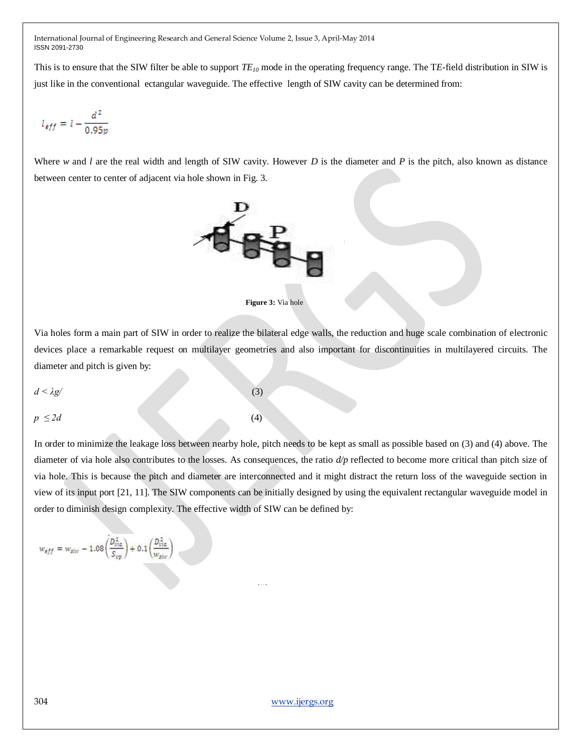This is to ensure that the SIW filter be able to support $TE_{10}$ mode in the operating frequency range. The T*E*-field distribution in SIW is just like in the conventional ectangular waveguide. The effective length of SIW cavity can be determined from:

$$l_{eff} = l - \frac{d^2}{0.95p}$$

Where *w* and *l* are the real width and length of SIW cavity. However *D* is the diameter and *P* is the pitch, also known as distance between center to center of adjacent via hole shown in Fig. 3.

**Figure 3:** Via hole

Via holes form a main part of SIW in order to realize the bilateral edge walls, the reduction and huge scale combination of electronic devices place a remarkable request on multilayer geometries and also important for discontinuities in multilayered circuits. The diameter and pitch is given by:

$$d < \lambda g/ \quad (3)$$

$$p \leq 2d \quad (4)$$

In order to minimize the leakage loss between nearby hole, pitch needs to be kept as small as possible based on (3) and (4) above. The diameter of via hole also contributes to the losses. As consequences, the ratio *d/p* reflected to become more critical than pitch size of via hole. This is because the pitch and diameter are interconnected and it might distract the return loss of the waveguide section in view of its input port [21, 11]. The SIW components can be initially designed by using the equivalent rectangular waveguide model in order to diminish design complexity. The effective width of SIW can be defined by:

$$w_{eff} = w_{siw} - 1.08\left(\frac{D_{via}^2}{S_{vp}}\right) + 0.1\left(\frac{D_{via}^2}{w_{siw}}\right)$$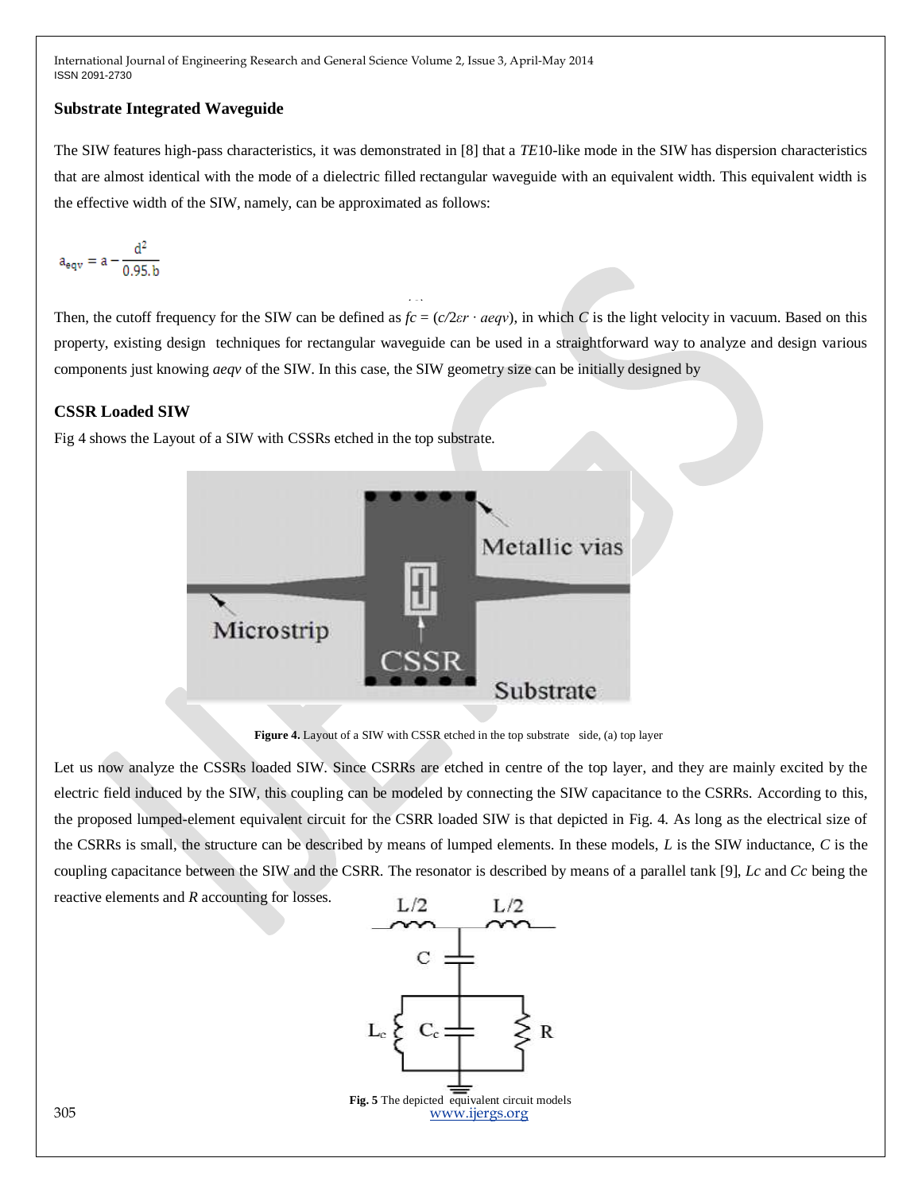### Substrate Integrated Waveguide

The SIW features high-pass characteristics, it was demonstrated in [8] that a *TE*10-like mode in the SIW has dispersion characteristics that are almost identical with the mode of a dielectric filled rectangular waveguide with an equivalent width. This equivalent width is the effective width of the SIW, namely, can be approximated as follows:

$$a_{eqv} = a - \frac{d^2}{0.95.b}$$

Then, the cutoff frequency for the SIW can be defined as $fc = (c/2\varepsilon r \cdot aeqv)$, in which *C* is the light velocity in vacuum. Based on this property, existing design techniques for rectangular waveguide can be used in a straightforward way to analyze and design various components just knowing *aeqv* of the SIW. In this case, the SIW geometry size can be initially designed by

### CSSR Loaded SIW

Fig 4 shows the Layout of a SIW with CSSRs etched in the top substrate.

**Figure 4.** Layout of a SIW with CSSR etched in the top substrate side, (a) top layer

Let us now analyze the CSSRs loaded SIW. Since CSRRs are etched in centre of the top layer, and they are mainly excited by the electric field induced by the SIW, this coupling can be modeled by connecting the SIW capacitance to the CSRRs. According to this, the proposed lumped-element equivalent circuit for the CSRR loaded SIW is that depicted in Fig. 4. As long as the electrical size of the CSRRs is small, the structure can be described by means of lumped elements. In these models, *L* is the SIW inductance, *C* is the coupling capacitance between the SIW and the CSRR. The resonator is described by means of a parallel tank [9], *Lc* and *Cc* being the reactive elements and *R* accounting for losses.

**Fig. 5** The depicted equivalent circuit models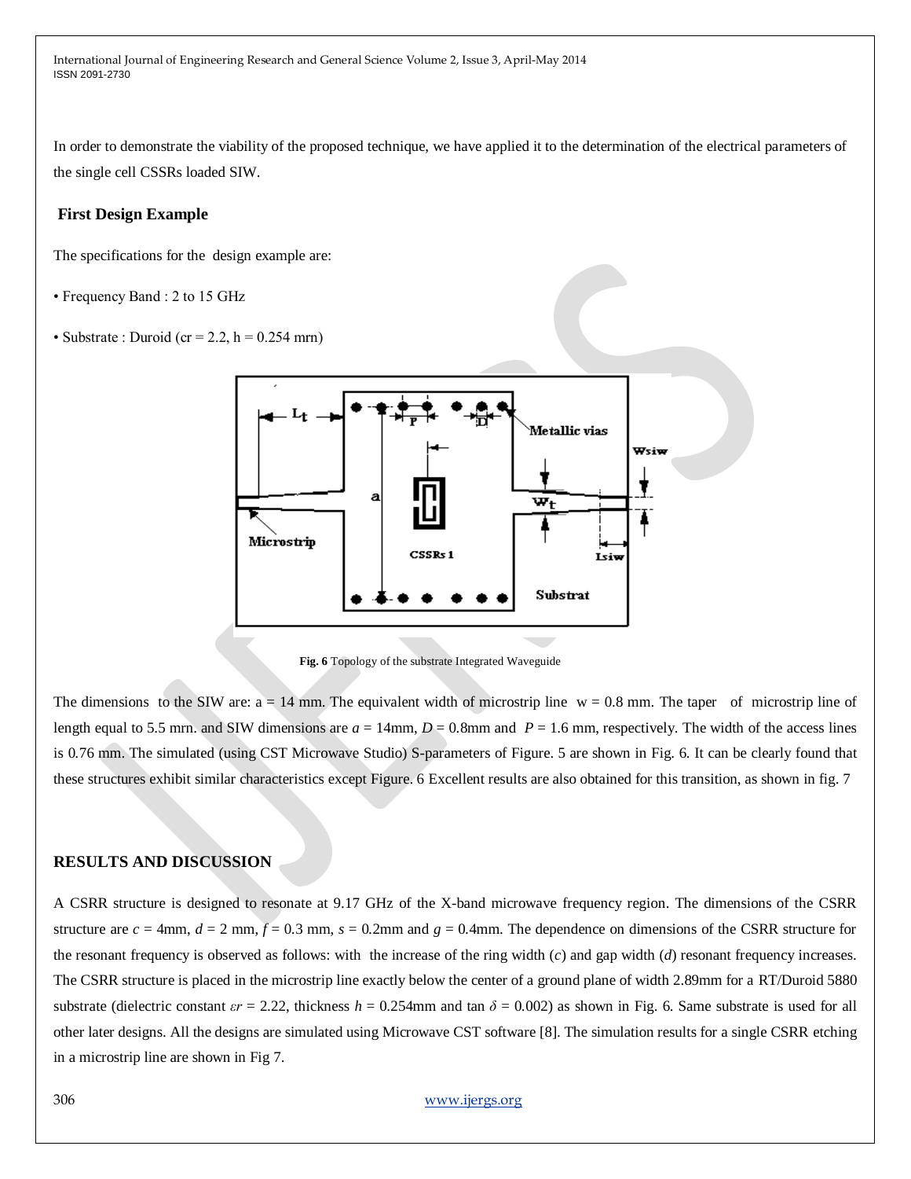In order to demonstrate the viability of the proposed technique, we have applied it to the determination of the electrical parameters of the single cell CSSRs loaded SIW.

### First Design Example

The specifications for the design example are:

• Frequency Band : 2 to 15 GHz

• Substrate : Duroid (cr = 2.2, h = 0.254 mrn)

**Fig. 6** Topology of the substrate Integrated Waveguide

The dimensions to the SIW are: a = 14 mm. The equivalent width of microstrip line w = 0.8 mm. The taper of microstrip line of length equal to 5.5 mrn. and SIW dimensions are $a$ = 14mm, $D$ = 0.8mm and $P$ = 1.6 mm, respectively. The width of the access lines is 0.76 mm. The simulated (using CST Microwave Studio) S-parameters of Figure. 5 are shown in Fig. 6. It can be clearly found that these structures exhibit similar characteristics except Figure. 6 Excellent results are also obtained for this transition, as shown in fig. 7

## RESULTS AND DISCUSSION

A CSRR structure is designed to resonate at 9.17 GHz of the X-band microwave frequency region. The dimensions of the CSRR structure are $c$ = 4mm, $d$ = 2 mm, $f$ = 0.3 mm, $s$ = 0.2mm and $g$ = 0.4mm. The dependence on dimensions of the CSRR structure for the resonant frequency is observed as follows: with the increase of the ring width ($c$) and gap width ($d$) resonant frequency increases. The CSRR structure is placed in the microstrip line exactly below the center of a ground plane of width 2.89mm for a RT/Duroid 5880 substrate (dielectric constant $\varepsilon r$ = 2.22, thickness $h$ = 0.254mm and tan $\delta$ = 0.002) as shown in Fig. 6. Same substrate is used for all other later designs. All the designs are simulated using Microwave CST software [8]. The simulation results for a single CSRR etching in a microstrip line are shown in Fig 7.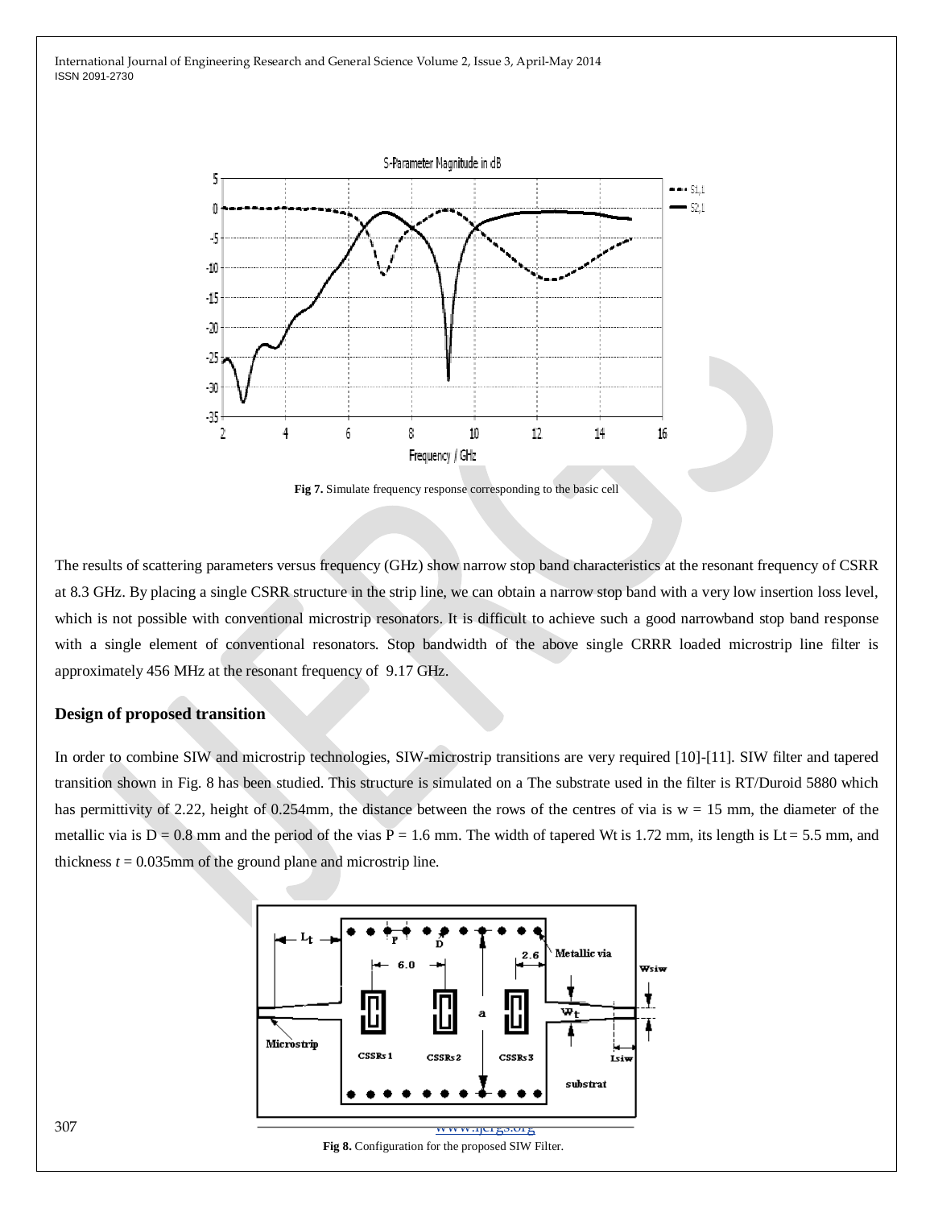Fig 7. Simulate frequency response corresponding to the basic cell

The results of scattering parameters versus frequency (GHz) show narrow stop band characteristics at the resonant frequency of CSRR at 8.3 GHz. By placing a single CSRR structure in the strip line, we can obtain a narrow stop band with a very low insertion loss level, which is not possible with conventional microstrip resonators. It is difficult to achieve such a good narrowband stop band response with a single element of conventional resonators. Stop bandwidth of the above single CRRR loaded microstrip line filter is approximately 456 MHz at the resonant frequency of 9.17 GHz.

## Design of proposed transition

In order to combine SIW and microstrip technologies, SIW-microstrip transitions are very required [10]-[11]. SIW filter and tapered transition shown in Fig. 8 has been studied. This structure is simulated on a The substrate used in the filter is RT/Duroid 5880 which has permittivity of 2.22, height of 0.254mm, the distance between the rows of the centres of via is w = 15 mm, the diameter of the metallic via is D = 0.8 mm and the period of the vias P = 1.6 mm. The width of tapered Wt is 1.72 mm, its length is Lt = 5.5 mm, and thickness $t$ = 0.035mm of the ground plane and microstrip line.

Fig 8. Configuration for the proposed SIW Filter.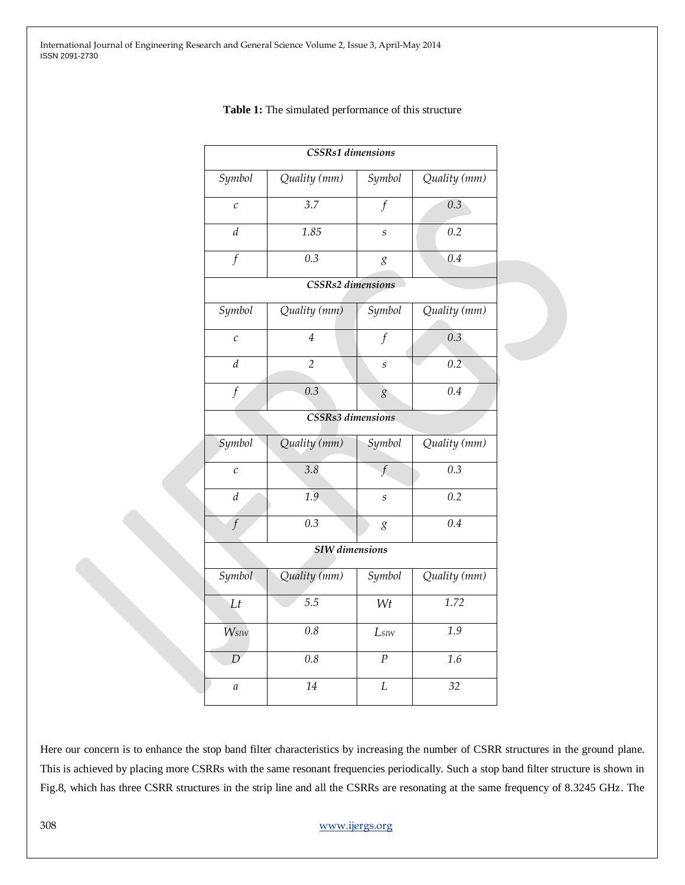**Table 1:** The simulated performance of this structure

| *CSSRs1 dimensions* | | | |
|---|---|---|---|
| *Symbol* | *Quality (mm)* | *Symbol* | *Quality (mm)* |
| *c* | *3.7* | *f* | *0.3* |
| *d* | *1.85* | *s* | *0.2* |
| *f* | *0.3* | *g* | *0.4* |
| ***CSSRs2 dimensions*** | | | |
| *Symbol* | *Quality (mm)* | *Symbol* | *Quality (mm)* |
| *c* | *4* | *f* | *0.3* |
| *d* | *2* | *s* | *0.2* |
| *f* | *0.3* | *g* | *0.4* |
| ***CSSRs3 dimensions*** | | | |
| *Symbol* | *Quality (mm)* | *Symbol* | *Quality (mm)* |
| *c* | *3.8* | *f* | *0.3* |
| *d* | *1.9* | *s* | *0.2* |
| *f* | *0.3* | *g* | *0.4* |
| ***SIW dimensions*** | | | |
| *Symbol* | *Quality (mm)* | *Symbol* | *Quality (mm)* |
| $L_t$ | *5.5* | $W_t$ | *1.72* |
| $W_{SIW}$ | *0.8* | $L_{SIW}$ | *1.9* |
| *D* | *0.8* | *P* | *1.6* |
| *a* | *14* | *L* | *32* |

Here our concern is to enhance the stop band filter characteristics by increasing the number of CSRR structures in the ground plane. This is achieved by placing more CSRRs with the same resonant frequencies periodically. Such a stop band filter structure is shown in Fig.8, which has three CSRR structures in the strip line and all the CSRRs are resonating at the same frequency of 8.3245 GHz. The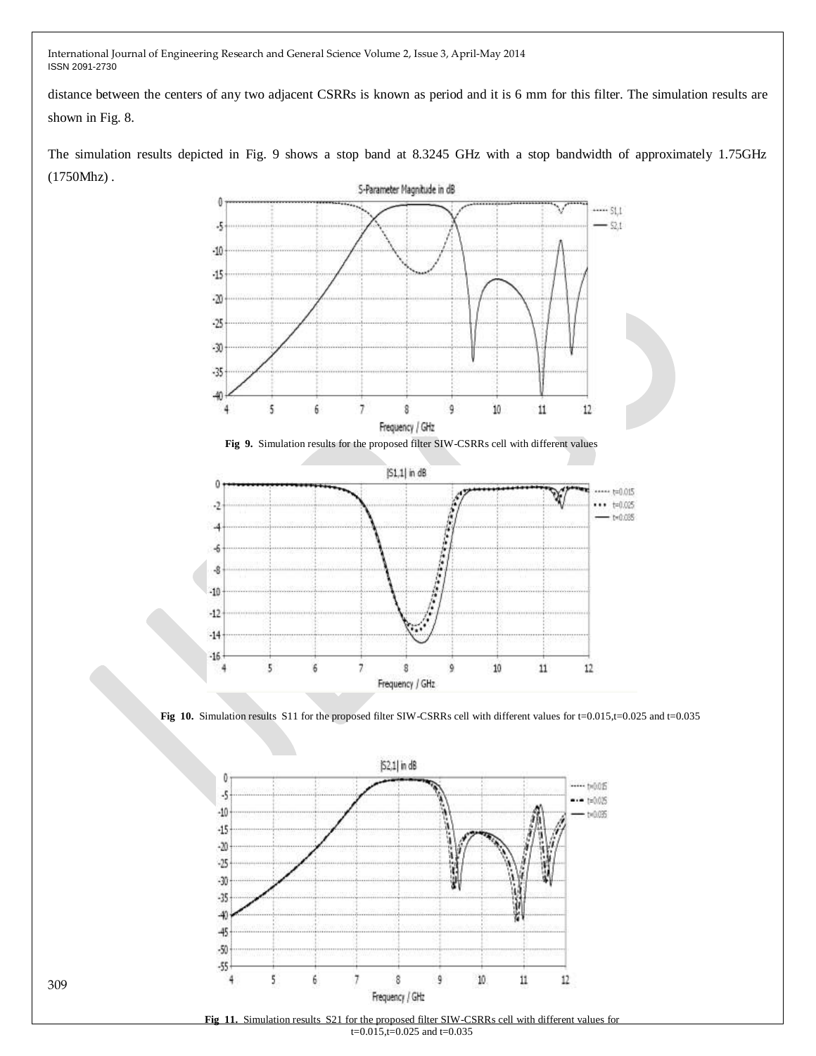distance between the centers of any two adjacent CSRRs is known as period and it is 6 mm for this filter. The simulation results are shown in Fig. 8.

The simulation results depicted in Fig. 9 shows a stop band at 8.3245 GHz with a stop bandwidth of approximately 1.75GHz (1750Mhz) .

**Fig 9.** Simulation results for the proposed filter SIW-CSRRs cell with different values

**Fig 10.** Simulation results S11 for the proposed filter SIW-CSRRs cell with different values for t=0.015,t=0.025 and t=0.035

**Fig 11.** Simulation results S21 for the proposed filter SIW-CSRRs cell with different values for t=0.015,t=0.025 and t=0.035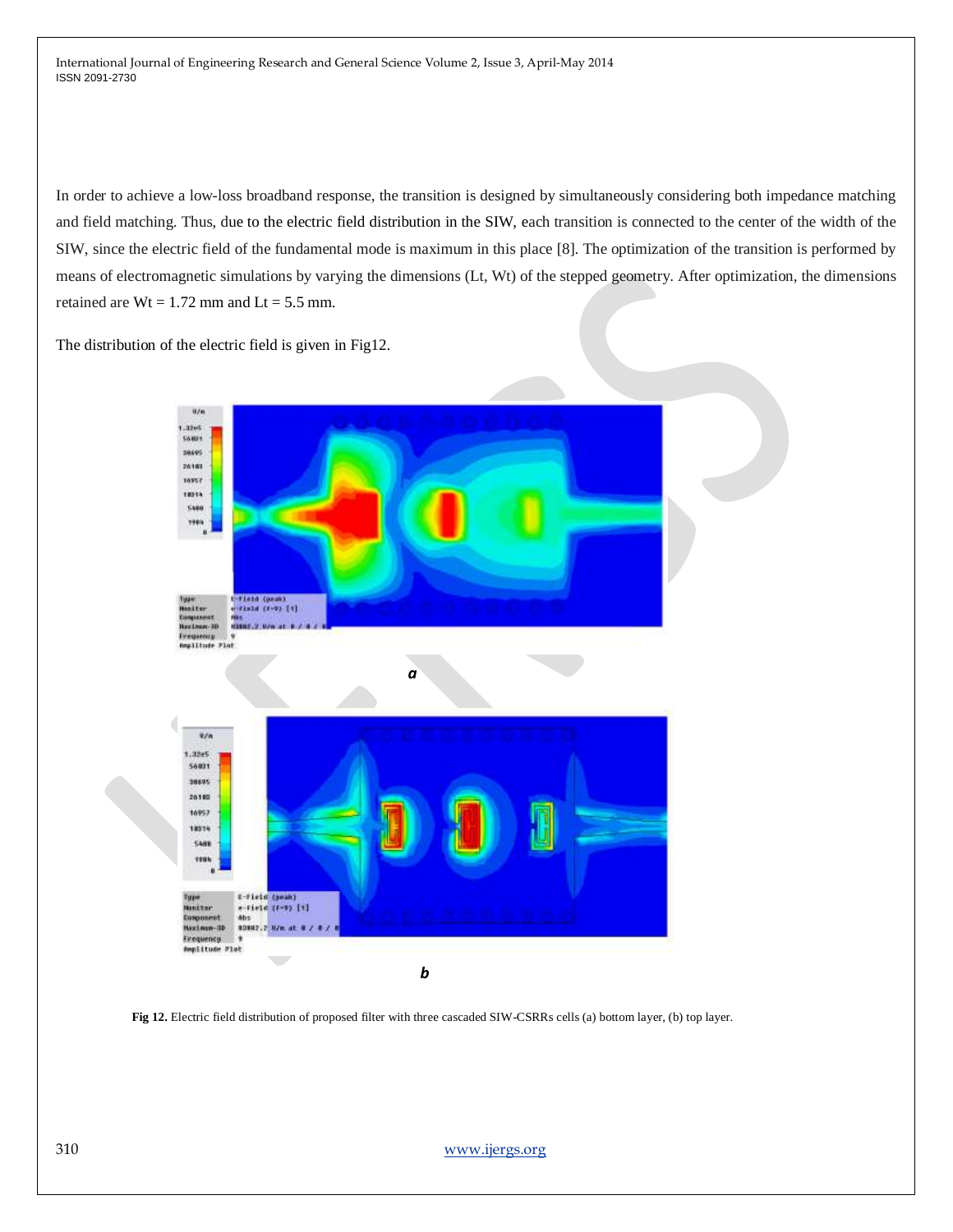In order to achieve a low-loss broadband response, the transition is designed by simultaneously considering both impedance matching and field matching. Thus, due to the electric field distribution in the SIW, each transition is connected to the center of the width of the SIW, since the electric field of the fundamental mode is maximum in this place [8]. The optimization of the transition is performed by means of electromagnetic simulations by varying the dimensions (Lt, Wt) of the stepped geometry. After optimization, the dimensions retained are Wt = 1.72 mm and Lt = 5.5 mm.

The distribution of the electric field is given in Fig12.

*a*

*b*

**Fig 12.** Electric field distribution of proposed filter with three cascaded SIW-CSRRs cells (a) bottom layer, (b) top layer.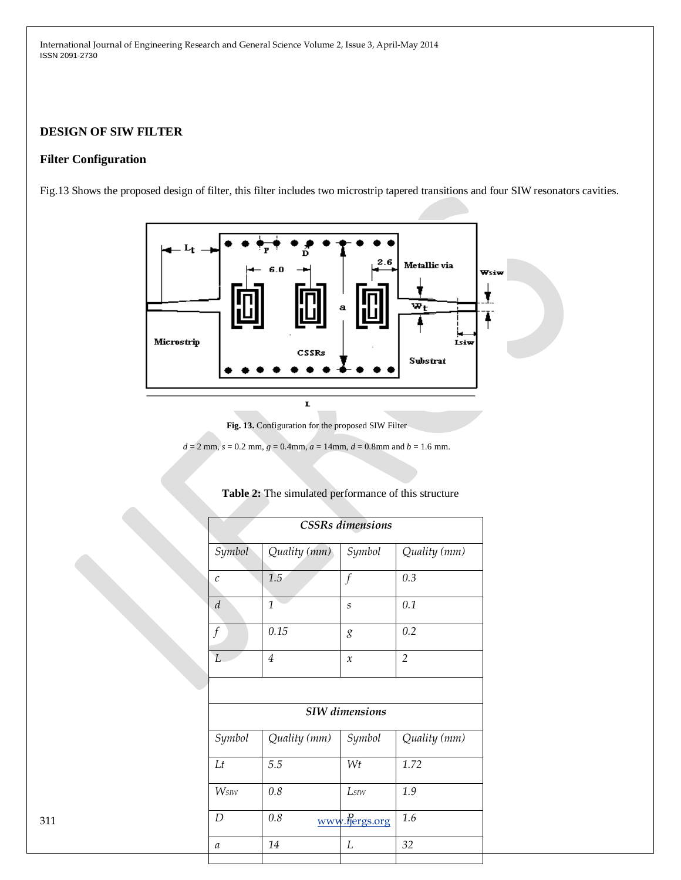## DESIGN OF SIW FILTER

### Filter Configuration

Fig.13 Shows the proposed design of filter, this filter includes two microstrip tapered transitions and four SIW resonators cavities.

**Fig. 13.** Configuration for the proposed SIW Filter

$d$ = 2 mm, $s$ = 0.2 mm, $g$ = 0.4mm, $a$ = 14mm, $d$ = 0.8mm and $b$ = 1.6 mm.

**Table 2:** The simulated performance of this structure

| *CSSRs dimensions* | | | |
|---|---|---|---|
| *Symbol* | *Quality (mm)* | *Symbol* | *Quality (mm)* |
| *c* | *1.5* | *f* | *0.3* |
| *d* | *1* | *s* | *0.1* |
| *f* | *0.15* | *g* | *0.2* |
| *L* | *4* | *x* | *2* |
| | | | |
| *SIW dimensions* | | | |
| *Symbol* | *Quality (mm)* | *Symbol* | *Quality (mm)* |
| *Lt* | *5.5* | *Wt* | *1.72* |
| $W_{SIW}$ | *0.8* | $L_{SIW}$ | *1.9* |
| *D* | *0.8* | *P* | *1.6* |
| *a* | *14* | *L* | *32* |
| | | | |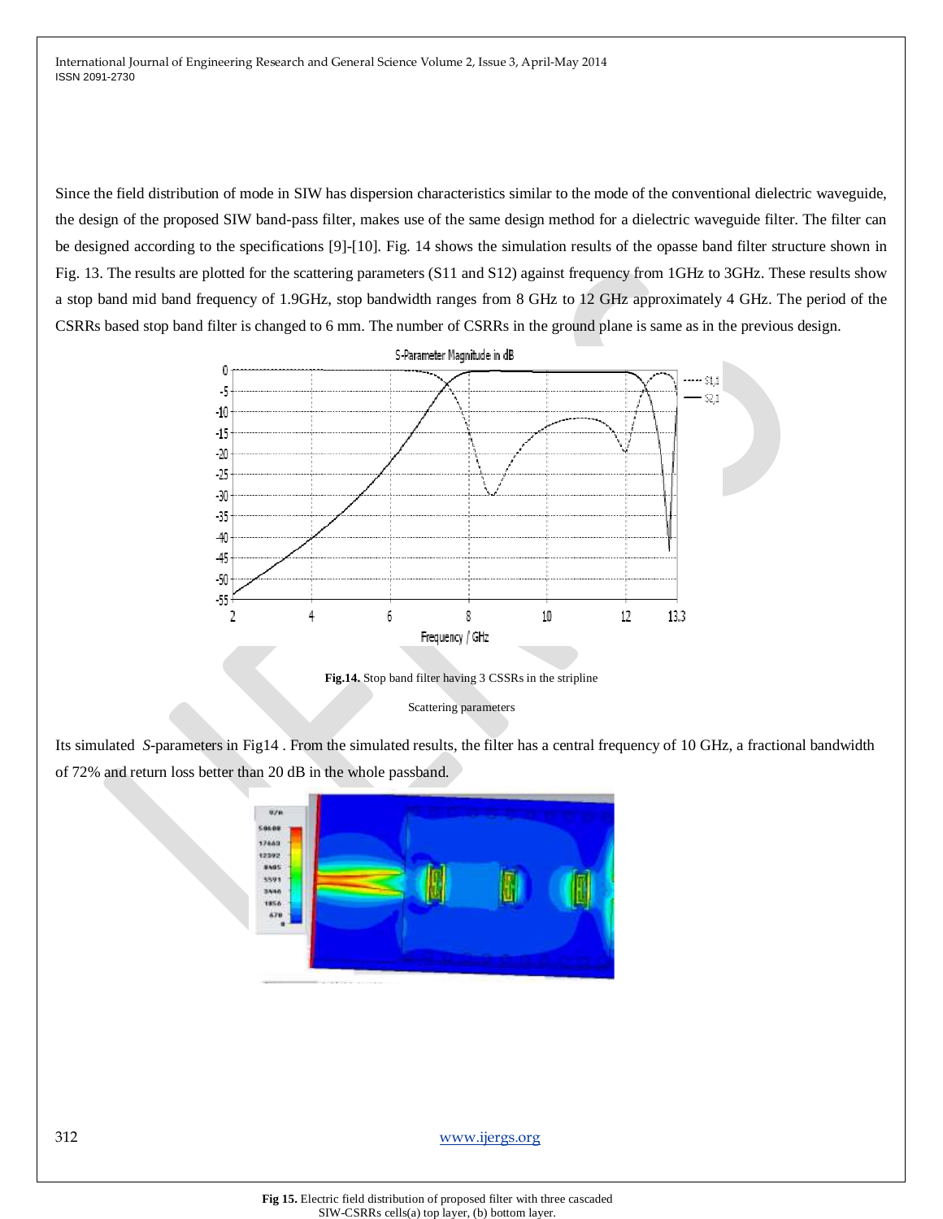Since the field distribution of mode in SIW has dispersion characteristics similar to the mode of the conventional dielectric waveguide, the design of the proposed SIW band-pass filter, makes use of the same design method for a dielectric waveguide filter. The filter can be designed according to the specifications [9]-[10]. Fig. 14 shows the simulation results of the opasse band filter structure shown in Fig. 13. The results are plotted for the scattering parameters (S11 and S12) against frequency from 1GHz to 3GHz. These results show a stop band mid band frequency of 1.9GHz, stop bandwidth ranges from 8 GHz to 12 GHz approximately 4 GHz. The period of the CSRRs based stop band filter is changed to 6 mm. The number of CSRRs in the ground plane is same as in the previous design.

**Fig.14.** Stop band filter having 3 CSSRs in the stripline

Scattering parameters

Its simulated *S*-parameters in Fig14 . From the simulated results, the filter has a central frequency of 10 GHz, a fractional bandwidth of 72% and return loss better than 20 dB in the whole passband.

**Fig 15.** Electric field distribution of proposed filter with three cascaded SIW-CSRRs cells(a) top layer, (b) bottom layer.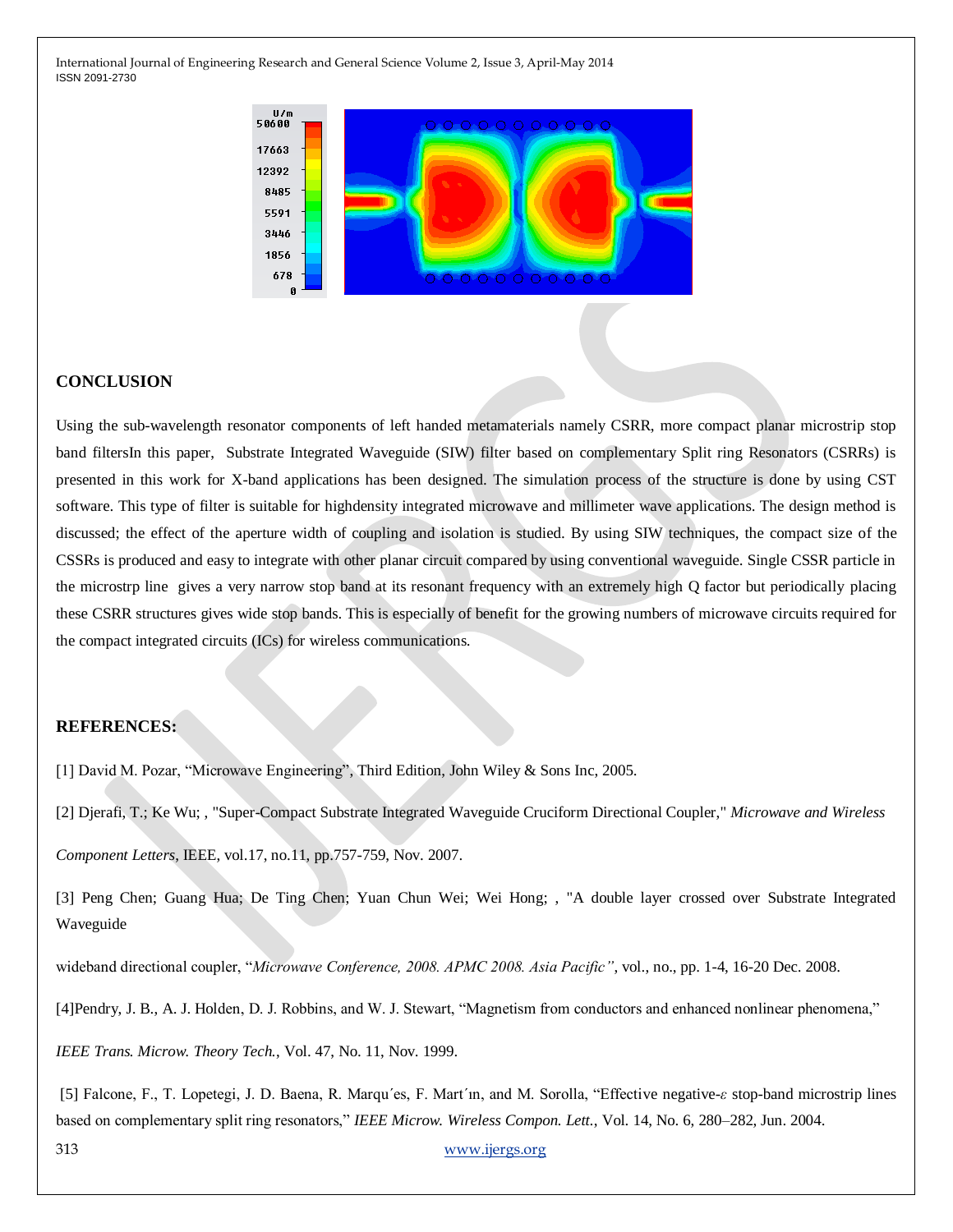## CONCLUSION

Using the sub-wavelength resonator components of left handed metamaterials namely CSRR, more compact planar microstrip stop band filtersIn this paper, Substrate Integrated Waveguide (SIW) filter based on complementary Split ring Resonators (CSRRs) is presented in this work for X-band applications has been designed. The simulation process of the structure is done by using CST software. This type of filter is suitable for highdensity integrated microwave and millimeter wave applications. The design method is discussed; the effect of the aperture width of coupling and isolation is studied. By using SIW techniques, the compact size of the CSSRs is produced and easy to integrate with other planar circuit compared by using conventional waveguide. Single CSSR particle in the microstrp line gives a very narrow stop band at its resonant frequency with an extremely high Q factor but periodically placing these CSRR structures gives wide stop bands. This is especially of benefit for the growing numbers of microwave circuits required for the compact integrated circuits (ICs) for wireless communications.

## REFERENCES:

[1] David M. Pozar, "Microwave Engineering", Third Edition, John Wiley & Sons Inc, 2005.

[2] Djerafi, T.; Ke Wu; , "Super-Compact Substrate Integrated Waveguide Cruciform Directional Coupler," *Microwave and Wireless Component Letters*, IEEE, vol.17, no.11, pp.757-759, Nov. 2007.

[3] Peng Chen; Guang Hua; De Ting Chen; Yuan Chun Wei; Wei Hong; , "A double layer crossed over Substrate Integrated Waveguide wideband directional coupler, "*Microwave Conference, 2008. APMC 2008. Asia Pacific"*, vol., no., pp. 1-4, 16-20 Dec. 2008.

[4]Pendry, J. B., A. J. Holden, D. J. Robbins, and W. J. Stewart, "Magnetism from conductors and enhanced nonlinear phenomena," *IEEE Trans. Microw. Theory Tech.*, Vol. 47, No. 11, Nov. 1999.

[5] Falcone, F., T. Lopetegi, J. D. Baena, R. Marqu´es, F. Mart´ın, and M. Sorolla, "Effective negative-*ε* stop-band microstrip lines based on complementary split ring resonators," *IEEE Microw. Wireless Compon. Lett.*, Vol. 14, No. 6, 280–282, Jun. 2004.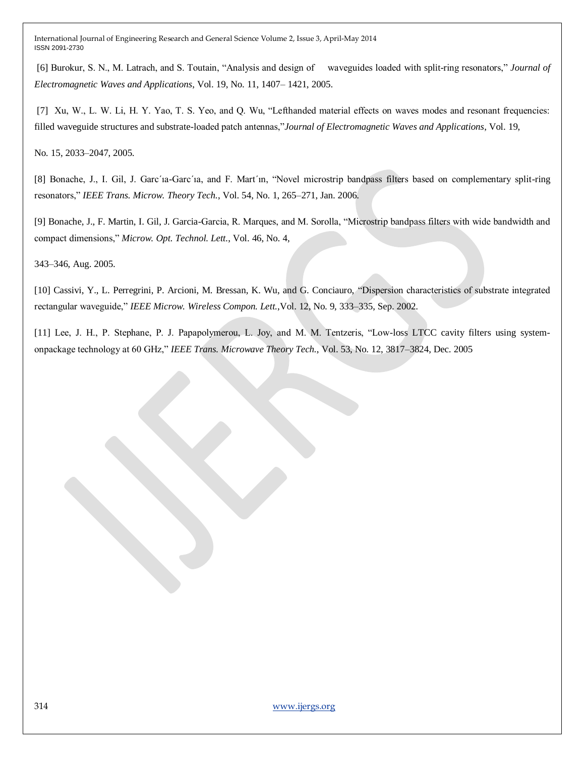[6] Burokur, S. N., M. Latrach, and S. Toutain, "Analysis and design of waveguides loaded with split-ring resonators," *Journal of Electromagnetic Waves and Applications*, Vol. 19, No. 11, 1407– 1421, 2005.

[7] Xu, W., L. W. Li, H. Y. Yao, T. S. Yeo, and Q. Wu, "Lefthanded material effects on waves modes and resonant frequencies: filled waveguide structures and substrate-loaded patch antennas,"*Journal of Electromagnetic Waves and Applications*, Vol. 19,

No. 15, 2033–2047, 2005.

[8] Bonache, J., I. Gil, J. Garc´ıa-Garc´ıa, and F. Mart´ın, "Novel microstrip bandpass filters based on complementary split-ring resonators," *IEEE Trans. Microw. Theory Tech.*, Vol. 54, No. 1, 265–271, Jan. 2006.

[9] Bonache, J., F. Martin, I. Gil, J. Garcia-Garcia, R. Marques, and M. Sorolla, "Microstrip bandpass filters with wide bandwidth and compact dimensions," *Microw. Opt. Technol. Lett.*, Vol. 46, No. 4,

343–346, Aug. 2005.

[10] Cassivi, Y., L. Perregrini, P. Arcioni, M. Bressan, K. Wu, and G. Conciauro, "Dispersion characteristics of substrate integrated rectangular waveguide," *IEEE Microw. Wireless Compon. Lett.*,Vol. 12, No. 9, 333–335, Sep. 2002.

[11] Lee, J. H., P. Stephane, P. J. Papapolymerou, L. Joy, and M. M. Tentzeris, "Low-loss LTCC cavity filters using systemonpackage technology at 60 GHz," *IEEE Trans. Microwave Theory Tech.*, Vol. 53, No. 12, 3817–3824, Dec. 2005